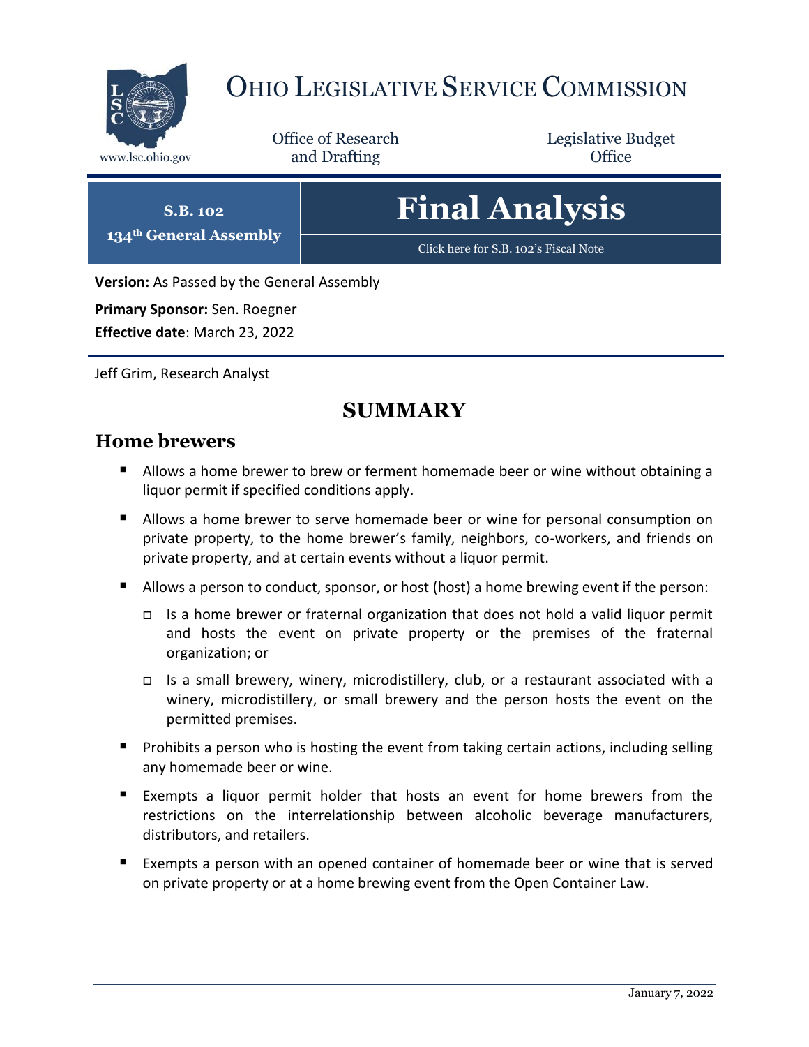# OHIO LEGISLATIVE SERVICE COMMISSION

www.lsc.ohio.gov

Office of Research and Drafting

Legislative Budget Office

**S.B. 102**
**134th General Assembly**

# Final Analysis

Click here for S.B. 102's Fiscal Note

**Version:** As Passed by the General Assembly

**Primary Sponsor:** Sen. Roegner

**Effective date**: March 23, 2022

Jeff Grim, Research Analyst

## SUMMARY

### Home brewers

- Allows a home brewer to brew or ferment homemade beer or wine without obtaining a liquor permit if specified conditions apply.
- Allows a home brewer to serve homemade beer or wine for personal consumption on private property, to the home brewer's family, neighbors, co-workers, and friends on private property, and at certain events without a liquor permit.
- Allows a person to conduct, sponsor, or host (host) a home brewing event if the person:
  - Is a home brewer or fraternal organization that does not hold a valid liquor permit and hosts the event on private property or the premises of the fraternal organization; or
  - Is a small brewery, winery, microdistillery, club, or a restaurant associated with a winery, microdistillery, or small brewery and the person hosts the event on the permitted premises.
- Prohibits a person who is hosting the event from taking certain actions, including selling any homemade beer or wine.
- Exempts a liquor permit holder that hosts an event for home brewers from the restrictions on the interrelationship between alcoholic beverage manufacturers, distributors, and retailers.
- Exempts a person with an opened container of homemade beer or wine that is served on private property or at a home brewing event from the Open Container Law.

January 7, 2022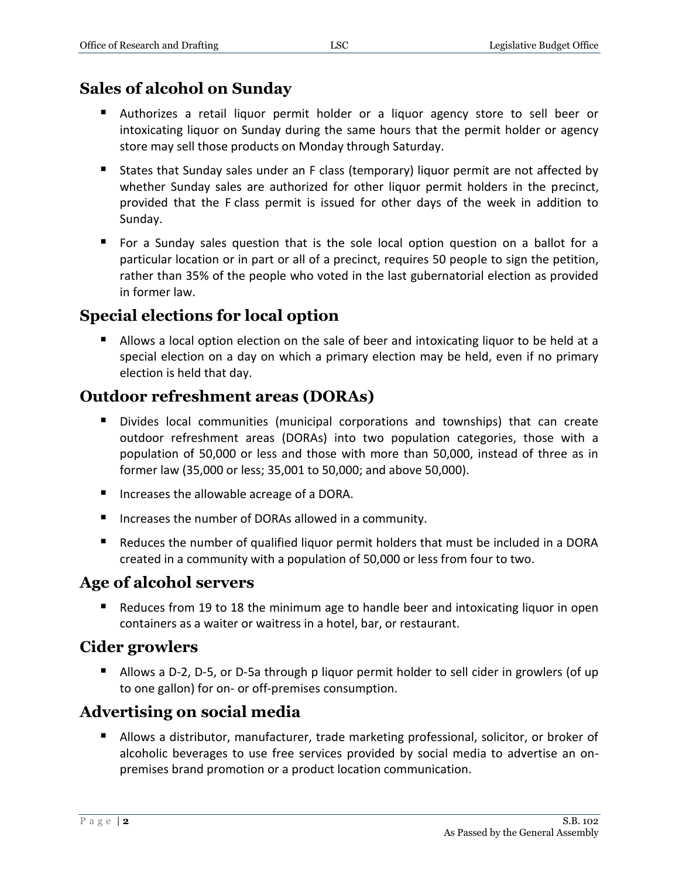## Sales of alcohol on Sunday

- Authorizes a retail liquor permit holder or a liquor agency store to sell beer or intoxicating liquor on Sunday during the same hours that the permit holder or agency store may sell those products on Monday through Saturday.
- States that Sunday sales under an F class (temporary) liquor permit are not affected by whether Sunday sales are authorized for other liquor permit holders in the precinct, provided that the F class permit is issued for other days of the week in addition to Sunday.
- For a Sunday sales question that is the sole local option question on a ballot for a particular location or in part or all of a precinct, requires 50 people to sign the petition, rather than 35% of the people who voted in the last gubernatorial election as provided in former law.

## Special elections for local option

- Allows a local option election on the sale of beer and intoxicating liquor to be held at a special election on a day on which a primary election may be held, even if no primary election is held that day.

## Outdoor refreshment areas (DORAs)

- Divides local communities (municipal corporations and townships) that can create outdoor refreshment areas (DORAs) into two population categories, those with a population of 50,000 or less and those with more than 50,000, instead of three as in former law (35,000 or less; 35,001 to 50,000; and above 50,000).
- Increases the allowable acreage of a DORA.
- Increases the number of DORAs allowed in a community.
- Reduces the number of qualified liquor permit holders that must be included in a DORA created in a community with a population of 50,000 or less from four to two.

## Age of alcohol servers

- Reduces from 19 to 18 the minimum age to handle beer and intoxicating liquor in open containers as a waiter or waitress in a hotel, bar, or restaurant.

## Cider growlers

- Allows a D-2, D-5, or D-5a through p liquor permit holder to sell cider in growlers (of up to one gallon) for on- or off-premises consumption.

## Advertising on social media

- Allows a distributor, manufacturer, trade marketing professional, solicitor, or broker of alcoholic beverages to use free services provided by social media to advertise an on-premises brand promotion or a product location communication.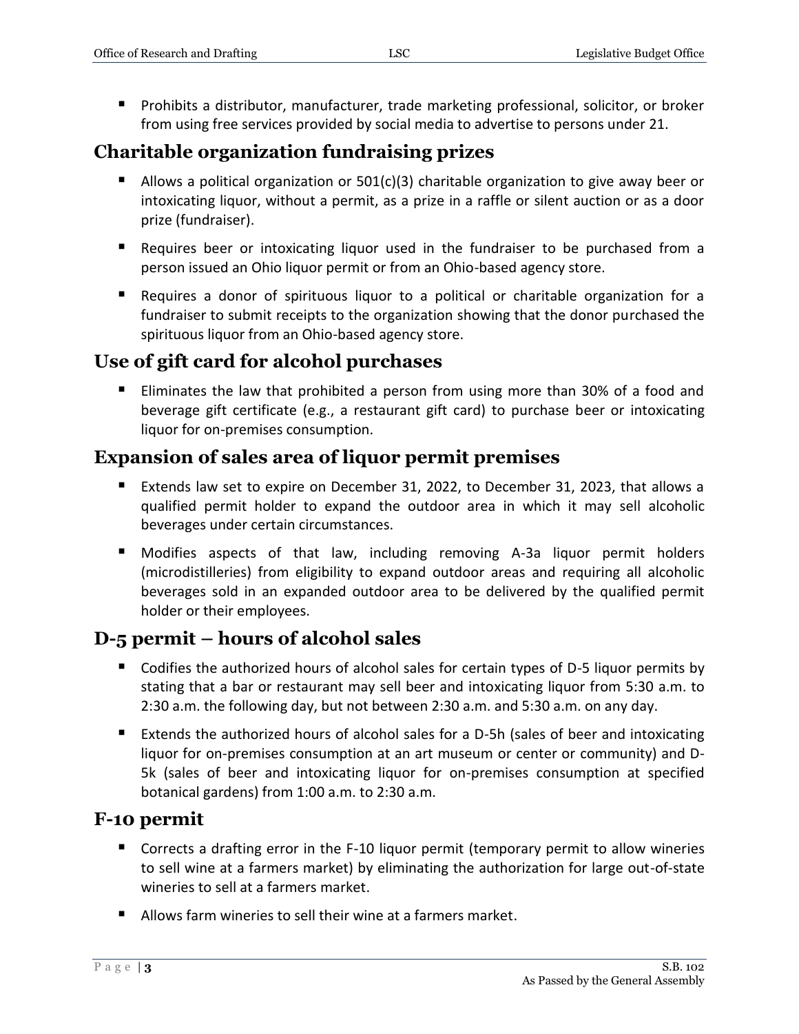- Prohibits a distributor, manufacturer, trade marketing professional, solicitor, or broker from using free services provided by social media to advertise to persons under 21.

## Charitable organization fundraising prizes

- Allows a political organization or 501(c)(3) charitable organization to give away beer or intoxicating liquor, without a permit, as a prize in a raffle or silent auction or as a door prize (fundraiser).
- Requires beer or intoxicating liquor used in the fundraiser to be purchased from a person issued an Ohio liquor permit or from an Ohio-based agency store.
- Requires a donor of spirituous liquor to a political or charitable organization for a fundraiser to submit receipts to the organization showing that the donor purchased the spirituous liquor from an Ohio-based agency store.

## Use of gift card for alcohol purchases

- Eliminates the law that prohibited a person from using more than 30% of a food and beverage gift certificate (e.g., a restaurant gift card) to purchase beer or intoxicating liquor for on-premises consumption.

## Expansion of sales area of liquor permit premises

- Extends law set to expire on December 31, 2022, to December 31, 2023, that allows a qualified permit holder to expand the outdoor area in which it may sell alcoholic beverages under certain circumstances.
- Modifies aspects of that law, including removing A-3a liquor permit holders (microdistilleries) from eligibility to expand outdoor areas and requiring all alcoholic beverages sold in an expanded outdoor area to be delivered by the qualified permit holder or their employees.

## D-5 permit – hours of alcohol sales

- Codifies the authorized hours of alcohol sales for certain types of D-5 liquor permits by stating that a bar or restaurant may sell beer and intoxicating liquor from 5:30 a.m. to 2:30 a.m. the following day, but not between 2:30 a.m. and 5:30 a.m. on any day.
- Extends the authorized hours of alcohol sales for a D-5h (sales of beer and intoxicating liquor for on-premises consumption at an art museum or center or community) and D-5k (sales of beer and intoxicating liquor for on-premises consumption at specified botanical gardens) from 1:00 a.m. to 2:30 a.m.

## F-10 permit

- Corrects a drafting error in the F-10 liquor permit (temporary permit to allow wineries to sell wine at a farmers market) by eliminating the authorization for large out-of-state wineries to sell at a farmers market.
- Allows farm wineries to sell their wine at a farmers market.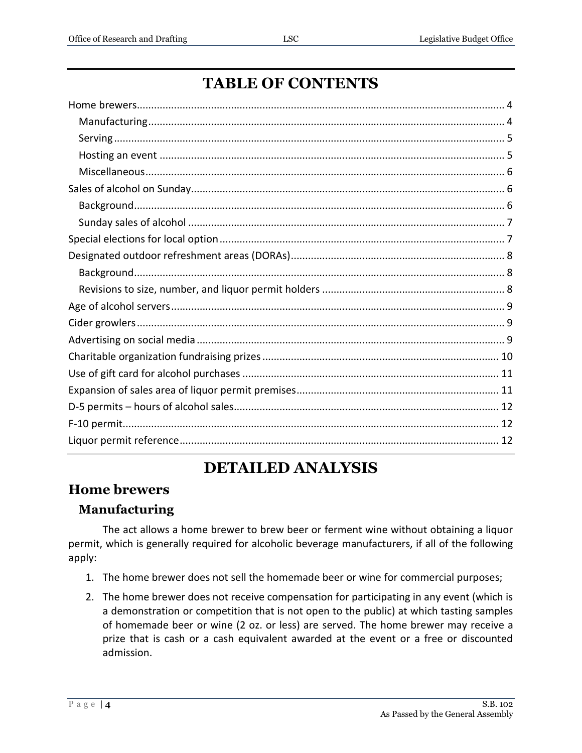# TABLE OF CONTENTS

- Home brewers ... 4
  - Manufacturing ... 4
  - Serving ... 5
  - Hosting an event ... 5
  - Miscellaneous ... 6
- Sales of alcohol on Sunday ... 6
  - Background ... 6
  - Sunday sales of alcohol ... 7
- Special elections for local option ... 7
- Designated outdoor refreshment areas (DORAs) ... 8
  - Background ... 8
  - Revisions to size, number, and liquor permit holders ... 8
- Age of alcohol servers ... 9
- Cider growlers ... 9
- Advertising on social media ... 9
- Charitable organization fundraising prizes ... 10
- Use of gift card for alcohol purchases ... 11
- Expansion of sales area of liquor permit premises ... 11
- D-5 permits – hours of alcohol sales ... 12
- F-10 permit ... 12
- Liquor permit reference ... 12

# DETAILED ANALYSIS

## Home brewers

### Manufacturing

The act allows a home brewer to brew beer or ferment wine without obtaining a liquor permit, which is generally required for alcoholic beverage manufacturers, if all of the following apply:

1. The home brewer does not sell the homemade beer or wine for commercial purposes;
2. The home brewer does not receive compensation for participating in any event (which is a demonstration or competition that is not open to the public) at which tasting samples of homemade beer or wine (2 oz. or less) are served. The home brewer may receive a prize that is cash or a cash equivalent awarded at the event or a free or discounted admission.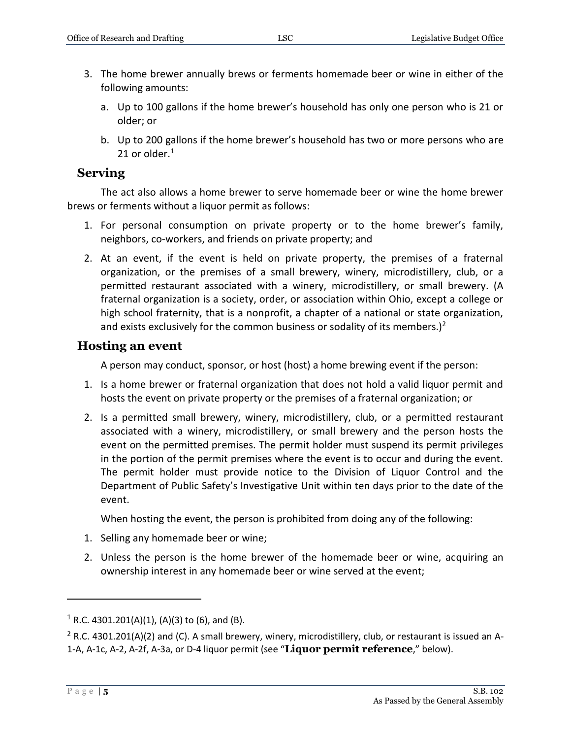3. The home brewer annually brews or ferments homemade beer or wine in either of the following amounts:
   a. Up to 100 gallons if the home brewer's household has only one person who is 21 or older; or
   b. Up to 200 gallons if the home brewer's household has two or more persons who are 21 or older.[1]

### Serving

The act also allows a home brewer to serve homemade beer or wine the home brewer brews or ferments without a liquor permit as follows:

1. For personal consumption on private property or to the home brewer's family, neighbors, co-workers, and friends on private property; and
2. At an event, if the event is held on private property, the premises of a fraternal organization, or the premises of a small brewery, winery, microdistillery, club, or a permitted restaurant associated with a winery, microdistillery, or small brewery. (A fraternal organization is a society, order, or association within Ohio, except a college or high school fraternity, that is a nonprofit, a chapter of a national or state organization, and exists exclusively for the common business or sodality of its members.)[2]

### Hosting an event

A person may conduct, sponsor, or host (host) a home brewing event if the person:

1. Is a home brewer or fraternal organization that does not hold a valid liquor permit and hosts the event on private property or the premises of a fraternal organization; or
2. Is a permitted small brewery, winery, microdistillery, club, or a permitted restaurant associated with a winery, microdistillery, or small brewery and the person hosts the event on the permitted premises. The permit holder must suspend its permit privileges in the portion of the permit premises where the event is to occur and during the event. The permit holder must provide notice to the Division of Liquor Control and the Department of Public Safety's Investigative Unit within ten days prior to the date of the event.

When hosting the event, the person is prohibited from doing any of the following:

1. Selling any homemade beer or wine;
2. Unless the person is the home brewer of the homemade beer or wine, acquiring an ownership interest in any homemade beer or wine served at the event;

---

[1] R.C. 4301.201(A)(1), (A)(3) to (6), and (B).

[2] R.C. 4301.201(A)(2) and (C). A small brewery, winery, microdistillery, club, or restaurant is issued an A-1-A, A-1c, A-2, A-2f, A-3a, or D-4 liquor permit (see "**Liquor permit reference**," below).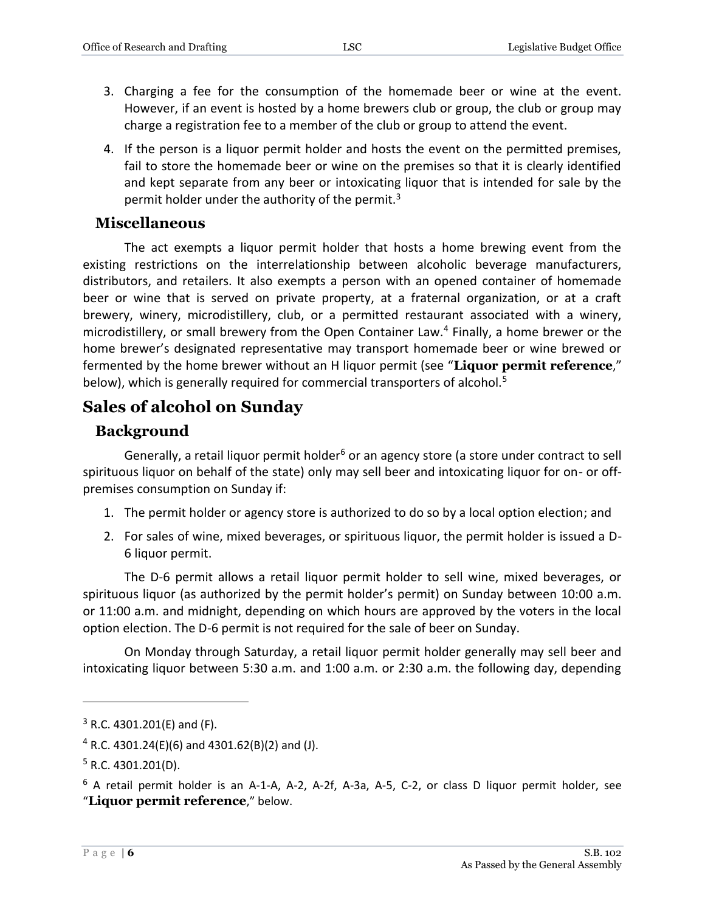3. Charging a fee for the consumption of the homemade beer or wine at the event. However, if an event is hosted by a home brewers club or group, the club or group may charge a registration fee to a member of the club or group to attend the event.
4. If the person is a liquor permit holder and hosts the event on the permitted premises, fail to store the homemade beer or wine on the premises so that it is clearly identified and kept separate from any beer or intoxicating liquor that is intended for sale by the permit holder under the authority of the permit.[3]

### Miscellaneous

The act exempts a liquor permit holder that hosts a home brewing event from the existing restrictions on the interrelationship between alcoholic beverage manufacturers, distributors, and retailers. It also exempts a person with an opened container of homemade beer or wine that is served on private property, at a fraternal organization, or at a craft brewery, winery, microdistillery, club, or a permitted restaurant associated with a winery, microdistillery, or small brewery from the Open Container Law.[4] Finally, a home brewer or the home brewer's designated representative may transport homemade beer or wine brewed or fermented by the home brewer without an H liquor permit (see "**Liquor permit reference**," below), which is generally required for commercial transporters of alcohol.[5]

## Sales of alcohol on Sunday

### Background

Generally, a retail liquor permit holder[6] or an agency store (a store under contract to sell spirituous liquor on behalf of the state) only may sell beer and intoxicating liquor for on- or off-premises consumption on Sunday if:

1. The permit holder or agency store is authorized to do so by a local option election; and
2. For sales of wine, mixed beverages, or spirituous liquor, the permit holder is issued a D-6 liquor permit.

The D-6 permit allows a retail liquor permit holder to sell wine, mixed beverages, or spirituous liquor (as authorized by the permit holder's permit) on Sunday between 10:00 a.m. or 11:00 a.m. and midnight, depending on which hours are approved by the voters in the local option election. The D-6 permit is not required for the sale of beer on Sunday.

On Monday through Saturday, a retail liquor permit holder generally may sell beer and intoxicating liquor between 5:30 a.m. and 1:00 a.m. or 2:30 a.m. the following day, depending

---

[3] R.C. 4301.201(E) and (F).

[4] R.C. 4301.24(E)(6) and 4301.62(B)(2) and (J).

[5] R.C. 4301.201(D).

[6] A retail permit holder is an A-1-A, A-2, A-2f, A-3a, A-5, C-2, or class D liquor permit holder, see "**Liquor permit reference**," below.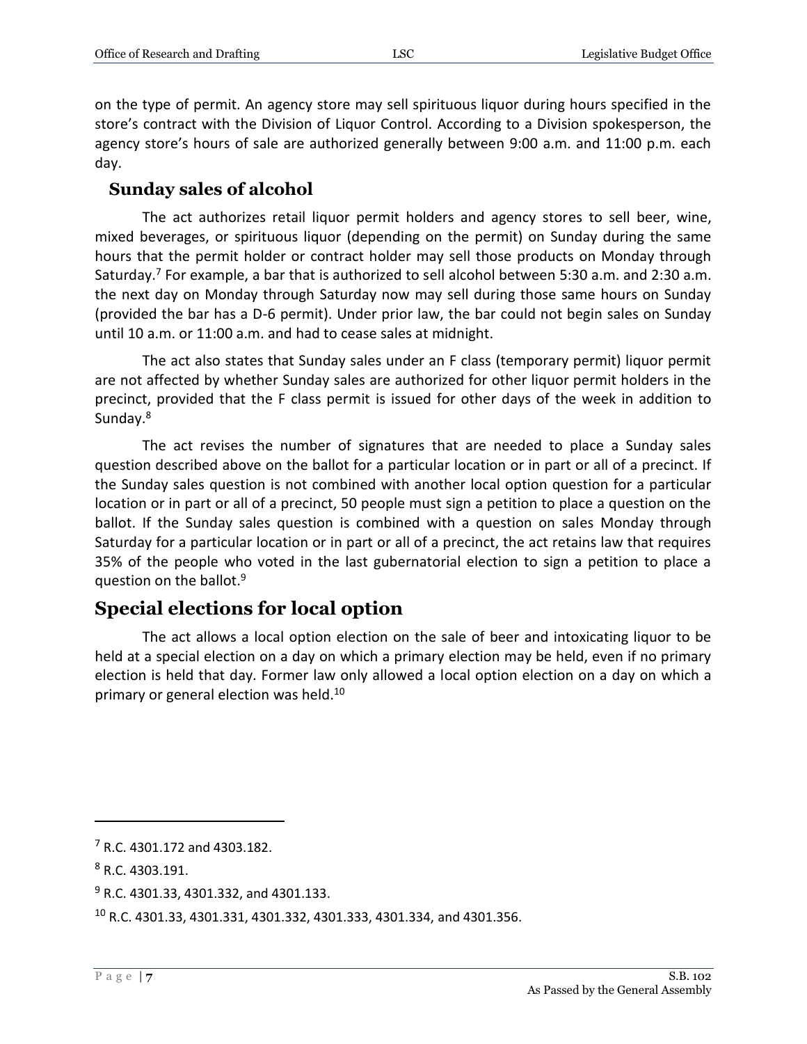on the type of permit. An agency store may sell spirituous liquor during hours specified in the store's contract with the Division of Liquor Control. According to a Division spokesperson, the agency store's hours of sale are authorized generally between 9:00 a.m. and 11:00 p.m. each day.

### Sunday sales of alcohol

The act authorizes retail liquor permit holders and agency stores to sell beer, wine, mixed beverages, or spirituous liquor (depending on the permit) on Sunday during the same hours that the permit holder or contract holder may sell those products on Monday through Saturday.[7] For example, a bar that is authorized to sell alcohol between 5:30 a.m. and 2:30 a.m. the next day on Monday through Saturday now may sell during those same hours on Sunday (provided the bar has a D-6 permit). Under prior law, the bar could not begin sales on Sunday until 10 a.m. or 11:00 a.m. and had to cease sales at midnight.

The act also states that Sunday sales under an F class (temporary permit) liquor permit are not affected by whether Sunday sales are authorized for other liquor permit holders in the precinct, provided that the F class permit is issued for other days of the week in addition to Sunday.[8]

The act revises the number of signatures that are needed to place a Sunday sales question described above on the ballot for a particular location or in part or all of a precinct. If the Sunday sales question is not combined with another local option question for a particular location or in part or all of a precinct, 50 people must sign a petition to place a question on the ballot. If the Sunday sales question is combined with a question on sales Monday through Saturday for a particular location or in part or all of a precinct, the act retains law that requires 35% of the people who voted in the last gubernatorial election to sign a petition to place a question on the ballot.[9]

## Special elections for local option

The act allows a local option election on the sale of beer and intoxicating liquor to be held at a special election on a day on which a primary election may be held, even if no primary election is held that day. Former law only allowed a local option election on a day on which a primary or general election was held.[10]

---

[7] R.C. 4301.172 and 4303.182.

[8] R.C. 4303.191.

[9] R.C. 4301.33, 4301.332, and 4301.133.

[10] R.C. 4301.33, 4301.331, 4301.332, 4301.333, 4301.334, and 4301.356.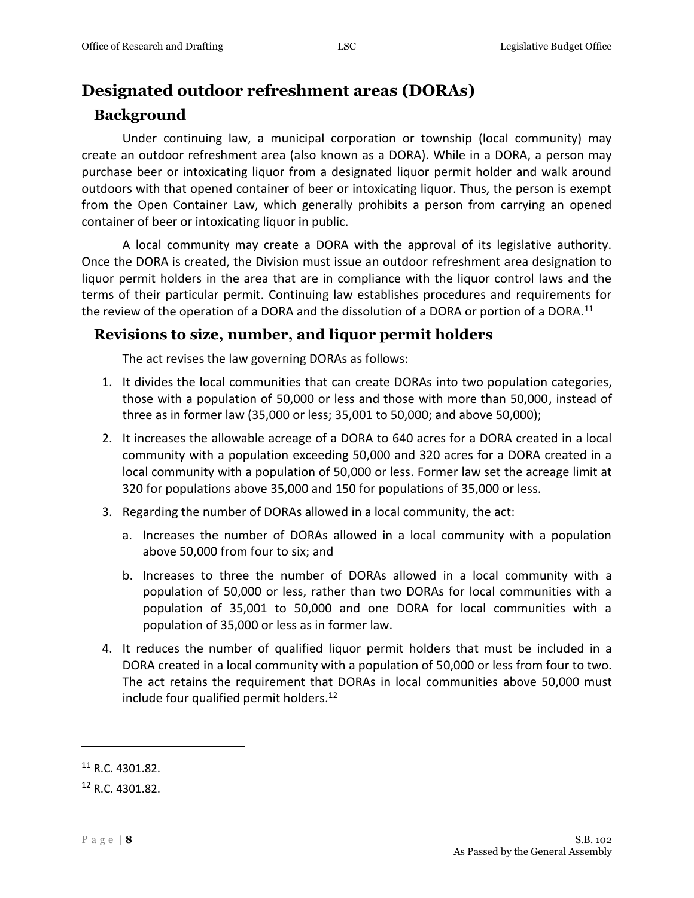## Designated outdoor refreshment areas (DORAs)

### Background

Under continuing law, a municipal corporation or township (local community) may create an outdoor refreshment area (also known as a DORA). While in a DORA, a person may purchase beer or intoxicating liquor from a designated liquor permit holder and walk around outdoors with that opened container of beer or intoxicating liquor. Thus, the person is exempt from the Open Container Law, which generally prohibits a person from carrying an opened container of beer or intoxicating liquor in public.

A local community may create a DORA with the approval of its legislative authority. Once the DORA is created, the Division must issue an outdoor refreshment area designation to liquor permit holders in the area that are in compliance with the liquor control laws and the terms of their particular permit. Continuing law establishes procedures and requirements for the review of the operation of a DORA and the dissolution of a DORA or portion of a DORA.[11]

### Revisions to size, number, and liquor permit holders

The act revises the law governing DORAs as follows:

1. It divides the local communities that can create DORAs into two population categories, those with a population of 50,000 or less and those with more than 50,000, instead of three as in former law (35,000 or less; 35,001 to 50,000; and above 50,000);
2. It increases the allowable acreage of a DORA to 640 acres for a DORA created in a local community with a population exceeding 50,000 and 320 acres for a DORA created in a local community with a population of 50,000 or less. Former law set the acreage limit at 320 for populations above 35,000 and 150 for populations of 35,000 or less.
3. Regarding the number of DORAs allowed in a local community, the act:
   a. Increases the number of DORAs allowed in a local community with a population above 50,000 from four to six; and
   b. Increases to three the number of DORAs allowed in a local community with a population of 50,000 or less, rather than two DORAs for local communities with a population of 35,001 to 50,000 and one DORA for local communities with a population of 35,000 or less as in former law.
4. It reduces the number of qualified liquor permit holders that must be included in a DORA created in a local community with a population of 50,000 or less from four to two. The act retains the requirement that DORAs in local communities above 50,000 must include four qualified permit holders.[12]

---

[11] R.C. 4301.82.

[12] R.C. 4301.82.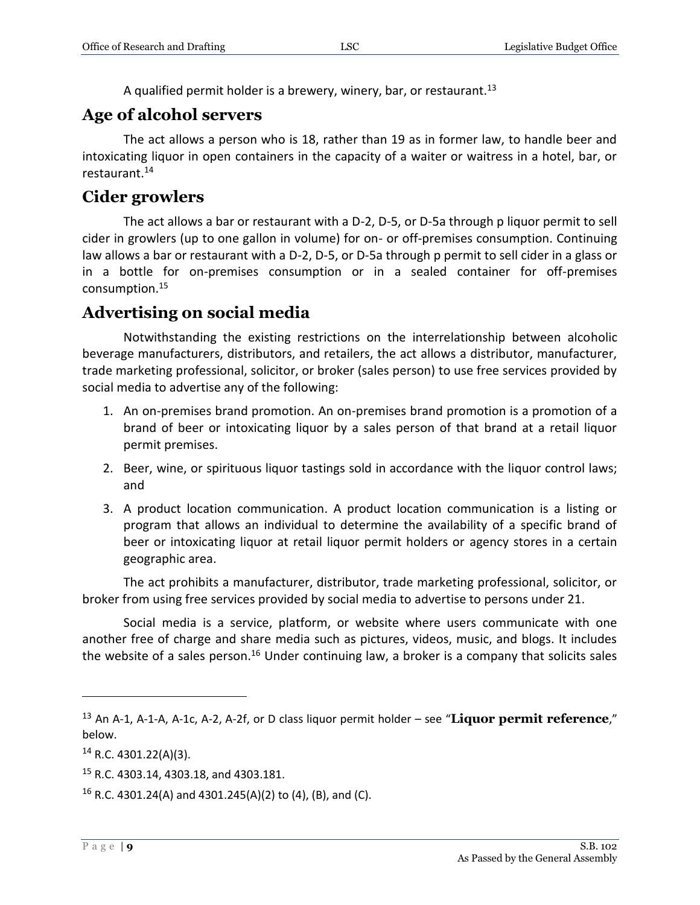A qualified permit holder is a brewery, winery, bar, or restaurant.[13]

## Age of alcohol servers

The act allows a person who is 18, rather than 19 as in former law, to handle beer and intoxicating liquor in open containers in the capacity of a waiter or waitress in a hotel, bar, or restaurant.[14]

## Cider growlers

The act allows a bar or restaurant with a D-2, D-5, or D-5a through p liquor permit to sell cider in growlers (up to one gallon in volume) for on- or off-premises consumption. Continuing law allows a bar or restaurant with a D-2, D-5, or D-5a through p permit to sell cider in a glass or in a bottle for on-premises consumption or in a sealed container for off-premises consumption.[15]

## Advertising on social media

Notwithstanding the existing restrictions on the interrelationship between alcoholic beverage manufacturers, distributors, and retailers, the act allows a distributor, manufacturer, trade marketing professional, solicitor, or broker (sales person) to use free services provided by social media to advertise any of the following:

1. An on-premises brand promotion. An on-premises brand promotion is a promotion of a brand of beer or intoxicating liquor by a sales person of that brand at a retail liquor permit premises.
2. Beer, wine, or spirituous liquor tastings sold in accordance with the liquor control laws; and
3. A product location communication. A product location communication is a listing or program that allows an individual to determine the availability of a specific brand of beer or intoxicating liquor at retail liquor permit holders or agency stores in a certain geographic area.

The act prohibits a manufacturer, distributor, trade marketing professional, solicitor, or broker from using free services provided by social media to advertise to persons under 21.

Social media is a service, platform, or website where users communicate with one another free of charge and share media such as pictures, videos, music, and blogs. It includes the website of a sales person.[16] Under continuing law, a broker is a company that solicits sales

---

[13] An A-1, A-1-A, A-1c, A-2, A-2f, or D class liquor permit holder – see "**Liquor permit reference**," below.

[14] R.C. 4301.22(A)(3).

[15] R.C. 4303.14, 4303.18, and 4303.181.

[16] R.C. 4301.24(A) and 4301.245(A)(2) to (4), (B), and (C).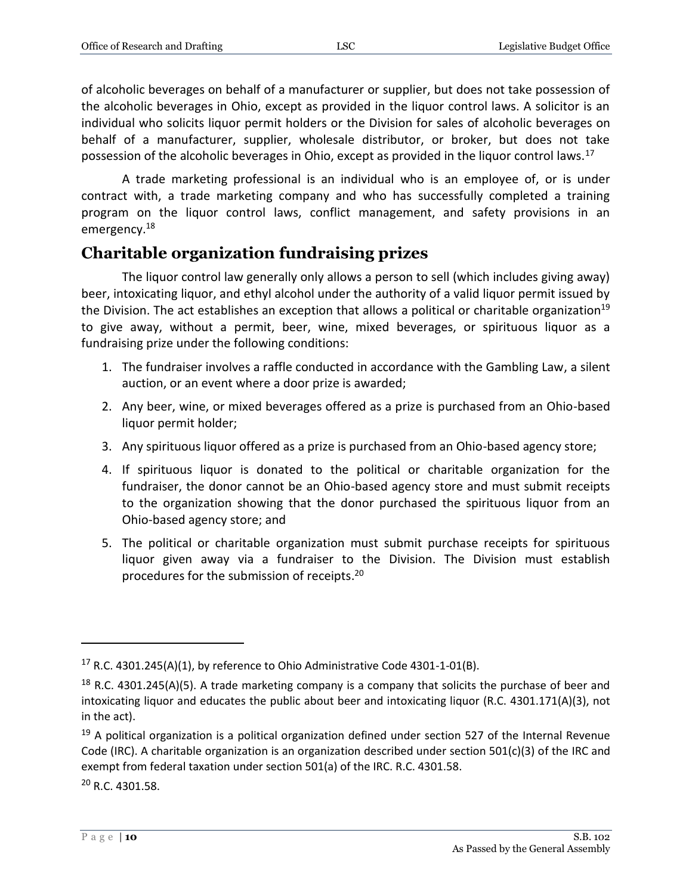of alcoholic beverages on behalf of a manufacturer or supplier, but does not take possession of the alcoholic beverages in Ohio, except as provided in the liquor control laws. A solicitor is an individual who solicits liquor permit holders or the Division for sales of alcoholic beverages on behalf of a manufacturer, supplier, wholesale distributor, or broker, but does not take possession of the alcoholic beverages in Ohio, except as provided in the liquor control laws.[17]

A trade marketing professional is an individual who is an employee of, or is under contract with, a trade marketing company and who has successfully completed a training program on the liquor control laws, conflict management, and safety provisions in an emergency.[18]

## Charitable organization fundraising prizes

The liquor control law generally only allows a person to sell (which includes giving away) beer, intoxicating liquor, and ethyl alcohol under the authority of a valid liquor permit issued by the Division. The act establishes an exception that allows a political or charitable organization[19] to give away, without a permit, beer, wine, mixed beverages, or spirituous liquor as a fundraising prize under the following conditions:

1. The fundraiser involves a raffle conducted in accordance with the Gambling Law, a silent auction, or an event where a door prize is awarded;
2. Any beer, wine, or mixed beverages offered as a prize is purchased from an Ohio-based liquor permit holder;
3. Any spirituous liquor offered as a prize is purchased from an Ohio-based agency store;
4. If spirituous liquor is donated to the political or charitable organization for the fundraiser, the donor cannot be an Ohio-based agency store and must submit receipts to the organization showing that the donor purchased the spirituous liquor from an Ohio-based agency store; and
5. The political or charitable organization must submit purchase receipts for spirituous liquor given away via a fundraiser to the Division. The Division must establish procedures for the submission of receipts.[20]

---

[17] R.C. 4301.245(A)(1), by reference to Ohio Administrative Code 4301-1-01(B).

[18] R.C. 4301.245(A)(5). A trade marketing company is a company that solicits the purchase of beer and intoxicating liquor and educates the public about beer and intoxicating liquor (R.C. 4301.171(A)(3), not in the act).

[19] A political organization is a political organization defined under section 527 of the Internal Revenue Code (IRC). A charitable organization is an organization described under section 501(c)(3) of the IRC and exempt from federal taxation under section 501(a) of the IRC. R.C. 4301.58.

[20] R.C. 4301.58.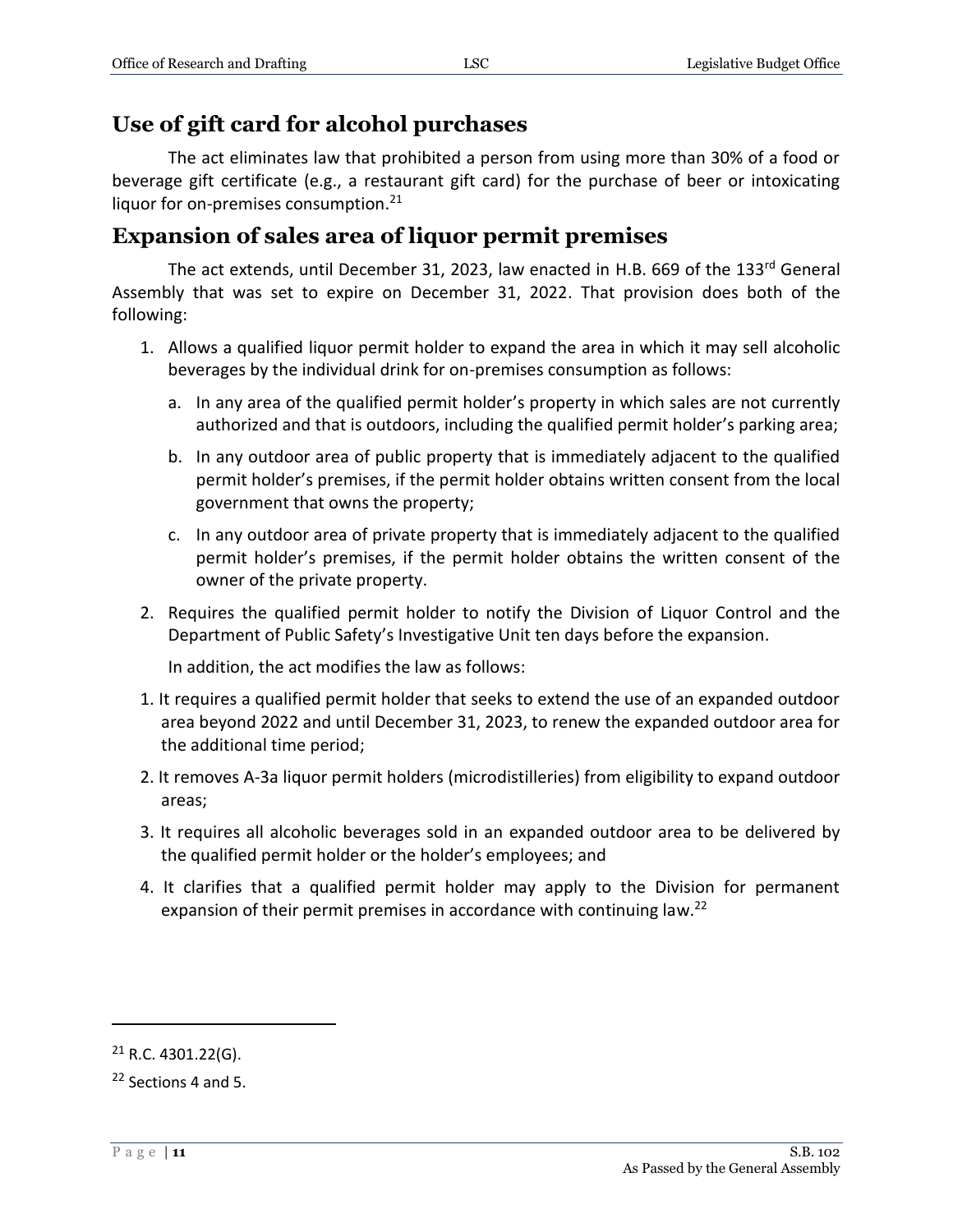## Use of gift card for alcohol purchases

The act eliminates law that prohibited a person from using more than 30% of a food or beverage gift certificate (e.g., a restaurant gift card) for the purchase of beer or intoxicating liquor for on-premises consumption.[21]

## Expansion of sales area of liquor permit premises

The act extends, until December 31, 2023, law enacted in H.B. 669 of the 133rd General Assembly that was set to expire on December 31, 2022. That provision does both of the following:

1. Allows a qualified liquor permit holder to expand the area in which it may sell alcoholic beverages by the individual drink for on-premises consumption as follows:
   a. In any area of the qualified permit holder's property in which sales are not currently authorized and that is outdoors, including the qualified permit holder's parking area;
   b. In any outdoor area of public property that is immediately adjacent to the qualified permit holder's premises, if the permit holder obtains written consent from the local government that owns the property;
   c. In any outdoor area of private property that is immediately adjacent to the qualified permit holder's premises, if the permit holder obtains the written consent of the owner of the private property.
2. Requires the qualified permit holder to notify the Division of Liquor Control and the Department of Public Safety's Investigative Unit ten days before the expansion.

   In addition, the act modifies the law as follows:

1. It requires a qualified permit holder that seeks to extend the use of an expanded outdoor area beyond 2022 and until December 31, 2023, to renew the expanded outdoor area for the additional time period;
2. It removes A-3a liquor permit holders (microdistilleries) from eligibility to expand outdoor areas;
3. It requires all alcoholic beverages sold in an expanded outdoor area to be delivered by the qualified permit holder or the holder's employees; and
4. It clarifies that a qualified permit holder may apply to the Division for permanent expansion of their permit premises in accordance with continuing law.[22]

---

[21] R.C. 4301.22(G).

[22] Sections 4 and 5.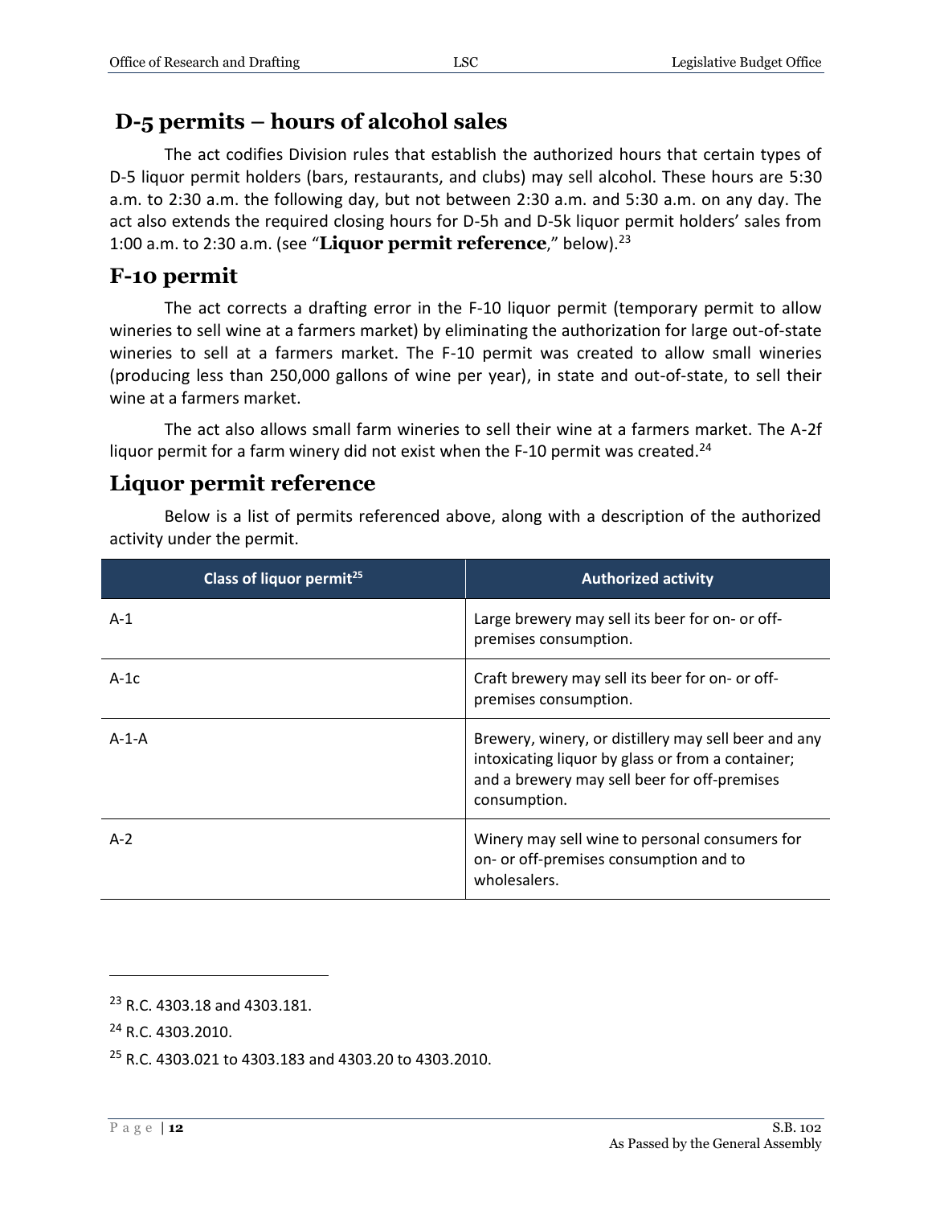## D-5 permits – hours of alcohol sales

The act codifies Division rules that establish the authorized hours that certain types of D-5 liquor permit holders (bars, restaurants, and clubs) may sell alcohol. These hours are 5:30 a.m. to 2:30 a.m. the following day, but not between 2:30 a.m. and 5:30 a.m. on any day. The act also extends the required closing hours for D-5h and D-5k liquor permit holders' sales from 1:00 a.m. to 2:30 a.m. (see "**Liquor permit reference**," below).[23]

## F-10 permit

The act corrects a drafting error in the F-10 liquor permit (temporary permit to allow wineries to sell wine at a farmers market) by eliminating the authorization for large out-of-state wineries to sell at a farmers market. The F-10 permit was created to allow small wineries (producing less than 250,000 gallons of wine per year), in state and out-of-state, to sell their wine at a farmers market.

The act also allows small farm wineries to sell their wine at a farmers market. The A-2f liquor permit for a farm winery did not exist when the F-10 permit was created.[24]

## Liquor permit reference

Below is a list of permits referenced above, along with a description of the authorized activity under the permit.

| Class of liquor permit[25] | Authorized activity |
|---|---|
| A-1 | Large brewery may sell its beer for on- or off-premises consumption. |
| A-1c | Craft brewery may sell its beer for on- or off-premises consumption. |
| A-1-A | Brewery, winery, or distillery may sell beer and any intoxicating liquor by glass or from a container; and a brewery may sell beer for off-premises consumption. |
| A-2 | Winery may sell wine to personal consumers for on- or off-premises consumption and to wholesalers. |

[23] R.C. 4303.18 and 4303.181.

[24] R.C. 4303.2010.

[25] R.C. 4303.021 to 4303.183 and 4303.20 to 4303.2010.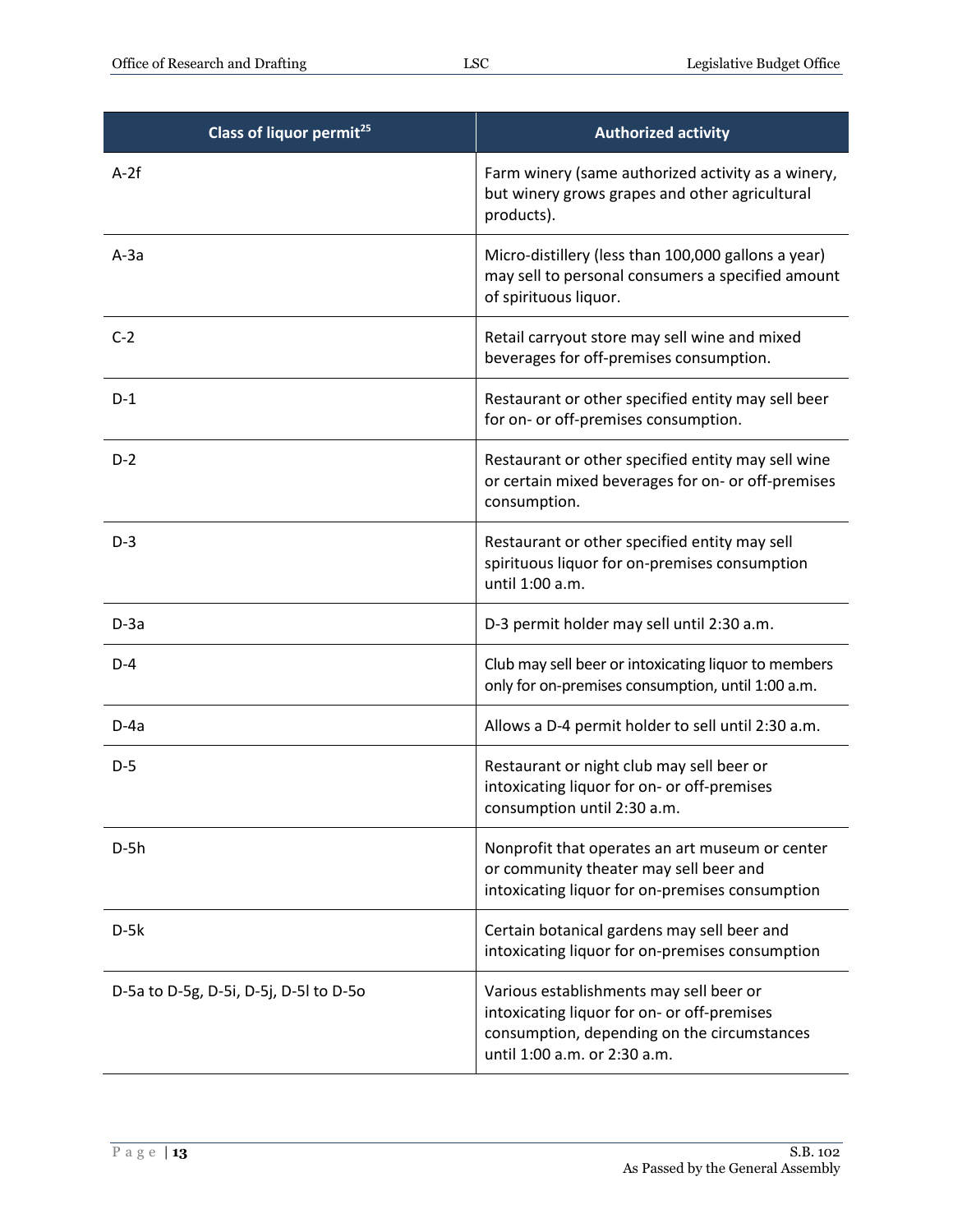| Class of liquor permit[25] | Authorized activity |
| --- | --- |
| A-2f | Farm winery (same authorized activity as a winery, but winery grows grapes and other agricultural products). |
| A-3a | Micro-distillery (less than 100,000 gallons a year) may sell to personal consumers a specified amount of spirituous liquor. |
| C-2 | Retail carryout store may sell wine and mixed beverages for off-premises consumption. |
| D-1 | Restaurant or other specified entity may sell beer for on- or off-premises consumption. |
| D-2 | Restaurant or other specified entity may sell wine or certain mixed beverages for on- or off-premises consumption. |
| D-3 | Restaurant or other specified entity may sell spirituous liquor for on-premises consumption until 1:00 a.m. |
| D-3a | D-3 permit holder may sell until 2:30 a.m. |
| D-4 | Club may sell beer or intoxicating liquor to members only for on-premises consumption, until 1:00 a.m. |
| D-4a | Allows a D-4 permit holder to sell until 2:30 a.m. |
| D-5 | Restaurant or night club may sell beer or intoxicating liquor for on- or off-premises consumption until 2:30 a.m. |
| D-5h | Nonprofit that operates an art museum or center or community theater may sell beer and intoxicating liquor for on-premises consumption |
| D-5k | Certain botanical gardens may sell beer and intoxicating liquor for on-premises consumption |
| D-5a to D-5g, D-5i, D-5j, D-5l to D-5o | Various establishments may sell beer or intoxicating liquor for on- or off-premises consumption, depending on the circumstances until 1:00 a.m. or 2:30 a.m. |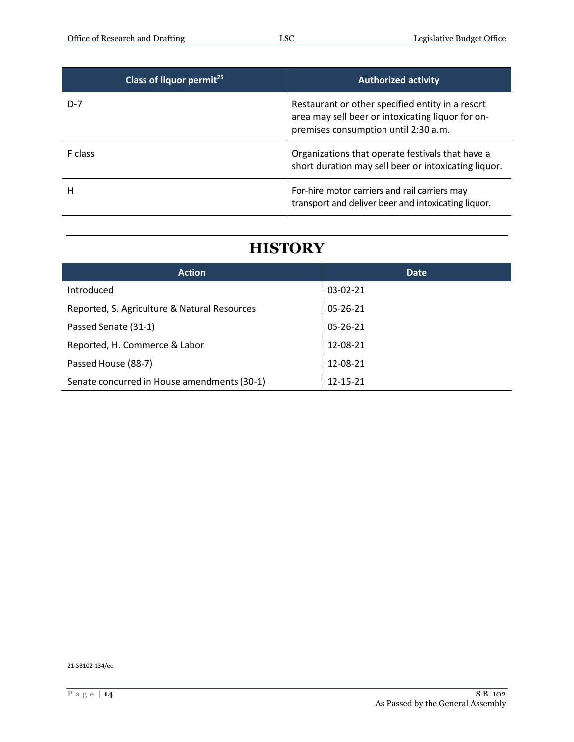| Class of liquor permit[25] | Authorized activity |
|---|---|
| D-7 | Restaurant or other specified entity in a resort area may sell beer or intoxicating liquor for on-premises consumption until 2:30 a.m. |
| F class | Organizations that operate festivals that have a short duration may sell beer or intoxicating liquor. |
| H | For-hire motor carriers and rail carriers may transport and deliver beer and intoxicating liquor. |

# HISTORY

| Action | Date |
|---|---|
| Introduced | 03-02-21 |
| Reported, S. Agriculture & Natural Resources | 05-26-21 |
| Passed Senate (31-1) | 05-26-21 |
| Reported, H. Commerce & Labor | 12-08-21 |
| Passed House (88-7) | 12-08-21 |
| Senate concurred in House amendments (30-1) | 12-15-21 |

21-SB102-134/ec